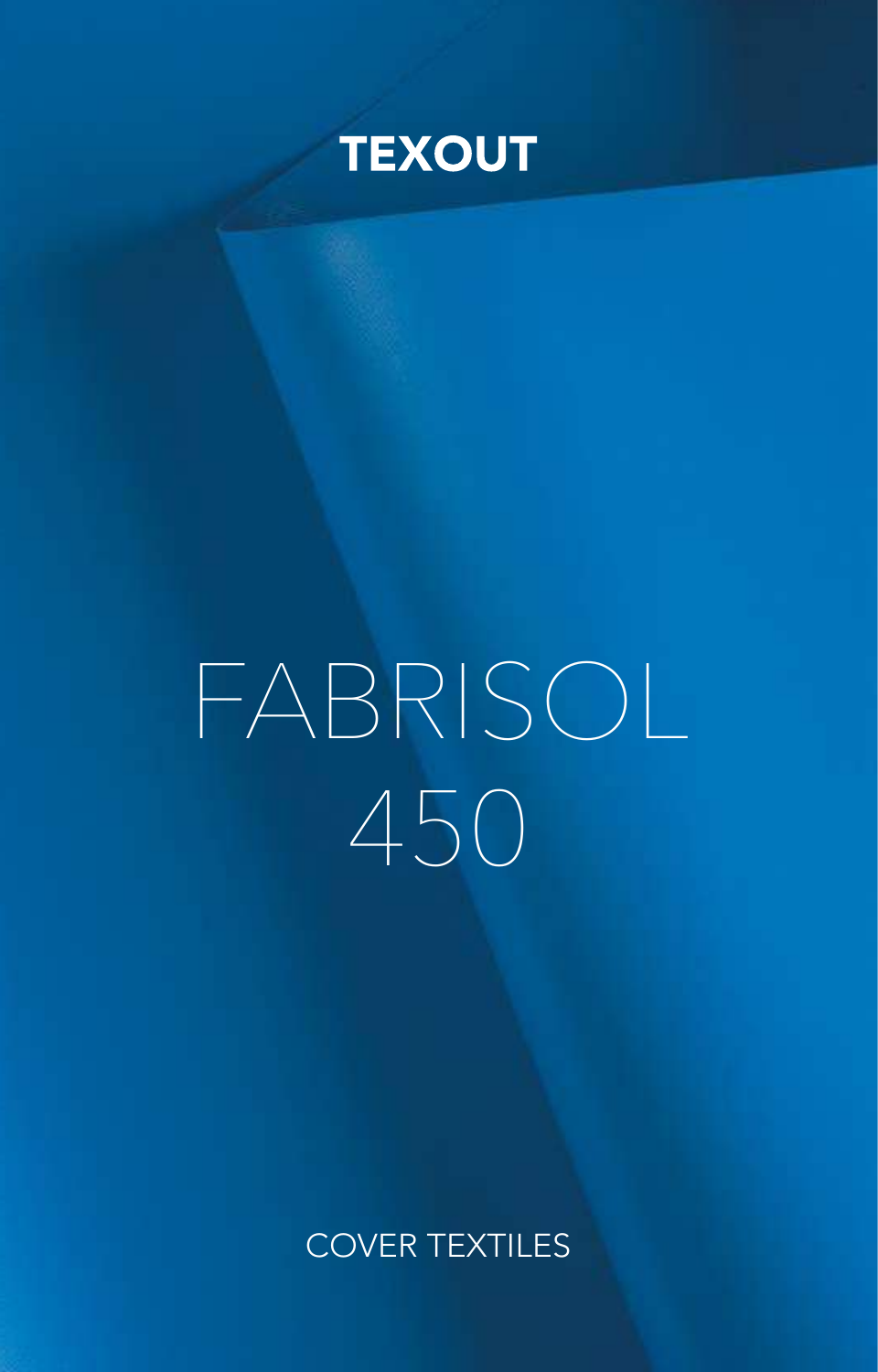**TEXOUT**

# FABRISOL 450

COVER TEXTILES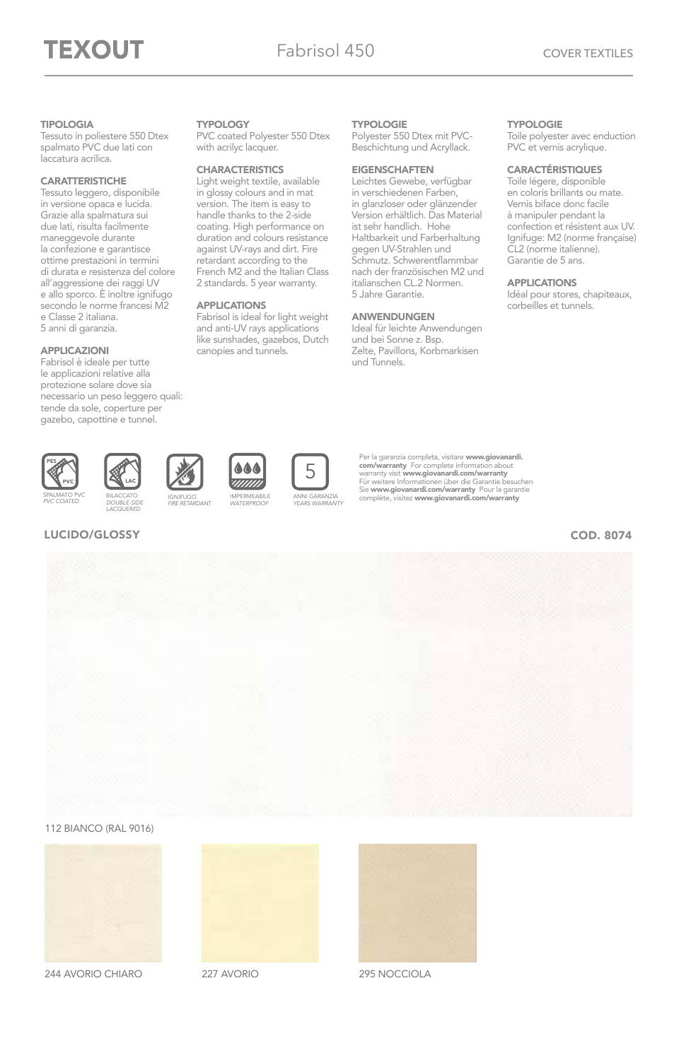# TEXOUT

## Fabrisol 450

COVER TEXTILES

**TIPOLOGIA**
Tessuto in poliestere 550 Dtex spalmato PVC due lati con laccatura acrilica.

**CARATTERISTICHE**
Tessuto leggero, disponibile in versione opaca e lucida. Grazie alla spalmatura sui due lati, risulta facilmente maneggevole durante la confezione e garantisce ottime prestazioni in termini di durata e resistenza del colore all'aggressione dei raggi UV e allo sporco. È inoltre ignifugo secondo le norme francesi M2 e Classe 2 italiana.
5 anni di garanzia.

**APPLICAZIONI**
Fabrisol è ideale per tutte le applicazioni relative alla protezione solare dove sia necessario un peso leggero quali: tende da sole, coperture per gazebo, capottine e tunnel.

**TYPOLOGY**
PVC coated Polyester 550 Dtex with acrilyc lacquer.

**CHARACTERISTICS**
Light weight textile, available in glossy colours and in mat version. The item is easy to handle thanks to the 2-side coating. High performance on duration and colours resistance against UV-rays and dirt. Fire retardant according to the French M2 and the Italian Class 2 standards. 5 year warranty.

**APPLICATIONS**
Fabrisol is ideal for light weight and anti-UV rays applications like sunshades, gazebos, Dutch canopies and tunnels.

**TYPOLOGIE**
Polyester 550 Dtex mit PVC-Beschichtung und Acryllack.

**EIGENSCHAFTEN**
Leichtes Gewebe, verfügbar in verschiedenen Farben, in glanzloser oder glänzender Version erhältlich. Das Material ist sehr handlich. Hohe Haltbarkeit und Farberhaltung gegen UV-Strahlen und Schmutz. Schwerentflammbar nach der französischen M2 und italianschen CL.2 Normen.
5 Jahre Garantie.

**ANWENDUNGEN**
Ideal für leichte Anwendungen und bei Sonne z. Bsp.
Zelte, Pavillons, Korbmarkisen und Tunnels.

**TYPOLOGIE**
Toile polyester avec enduction PVC et vernis acrylique.

**CARACTÉRISTIQUES**
Toile légere, disponible en coloris brillants ou mate. Vernis biface donc facile à manipuler pendant la confection et résistent aux UV. Ignifuge: M2 (norme française) CL2 (norme italienne).
Garantie de 5 ans.

**APPLICATIONS**
Idéal pour stores, chapiteaux, corbeilles et tunnels.

SPALMATO PVC *PVC COATED* | BILACCATO *DOUBLE-SIDE LACQUERED* | IGNIFUGO *FIRE RETARDANT* | IMPERMEABILE *WATERPROOF* | 5 ANNI GARANZIA *YEARS WARRANTY*

Per la garanzia completa, visitare **www.giovanardi.com/warranty** For complete information about warranty visit **www.giovanardi.com/warranty** Für weitere Informationen über die Garantie besuchen Sie **www.giovanardi.com/warranty** Pour la garantie complète, visitez **www.giovanardi.com/warranty**

**LUCIDO/GLOSSY** **COD. 8074**

112 BIANCO (RAL 9016)

244 AVORIO CHIARO

227 AVORIO

295 NOCCIOLA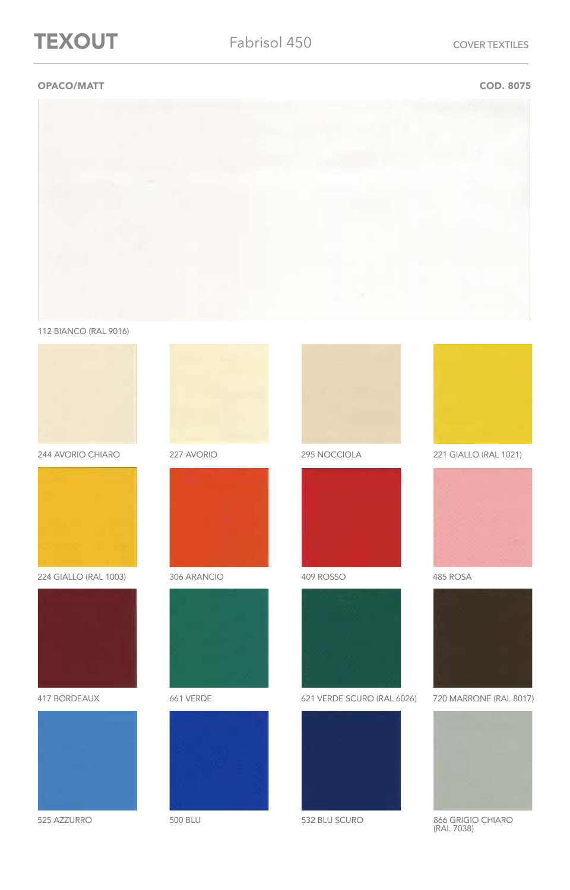TEXOUT | Fabrisol 450 | COVER TEXTILES

**OPACO/MATT** | **COD. 8075**

112 BIANCO (RAL 9016)

244 AVORIO CHIARO

227 AVORIO

295 NOCCIOLA

221 GIALLO (RAL 1021)

224 GIALLO (RAL 1003)

306 ARANCIO

409 ROSSO

485 ROSA

417 BORDEAUX

661 VERDE

621 VERDE SCURO (RAL 6026)

720 MARRONE (RAL 8017)

525 AZZURRO

500 BLU

532 BLU SCURO

866 GRIGIO CHIARO (RAL 7038)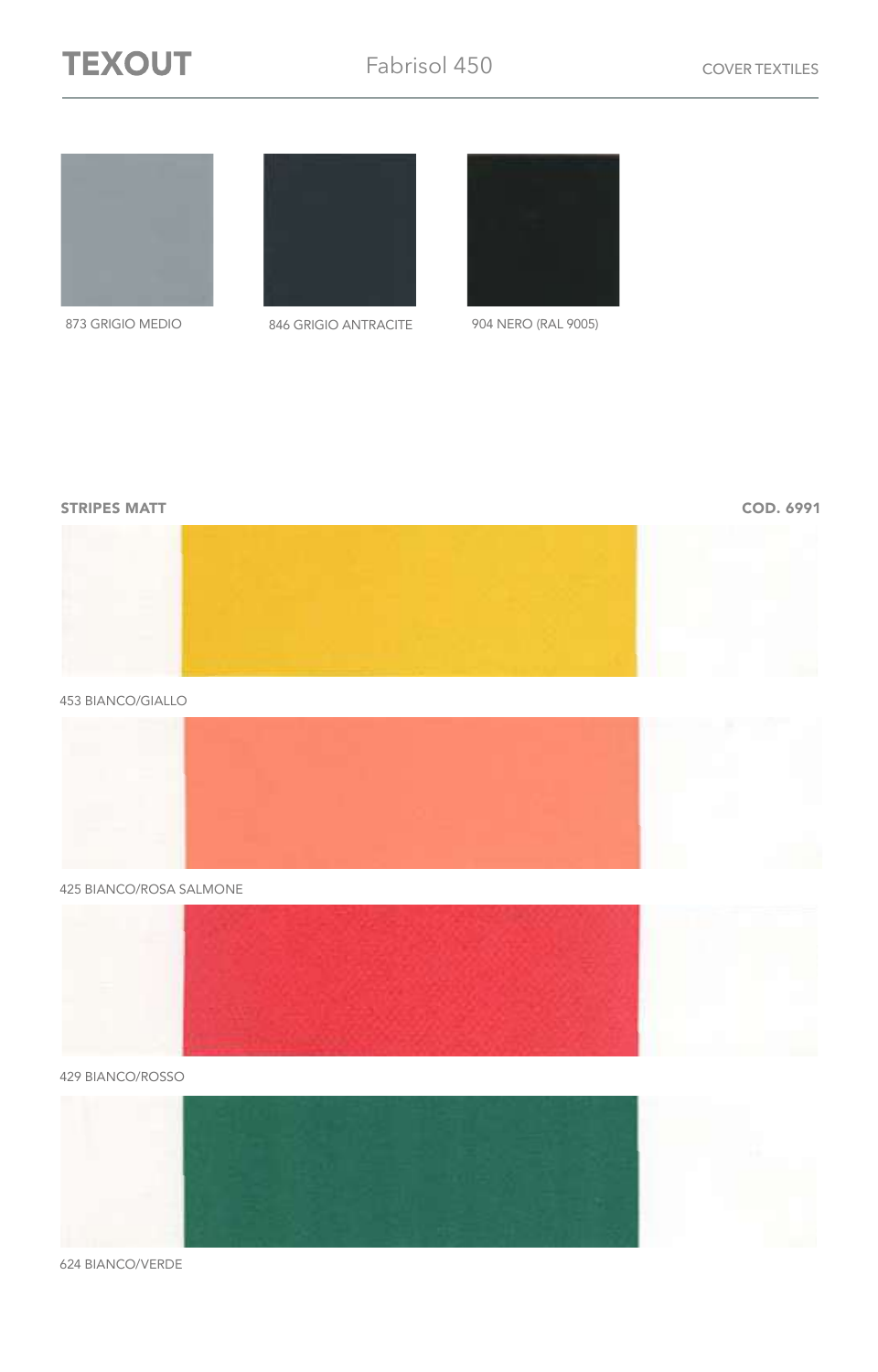873 GRIGIO MEDIO

846 GRIGIO ANTRACITE

904 NERO (RAL 9005)

**STRIPES MATT** **COD. 6991**

453 BIANCO/GIALLO

425 BIANCO/ROSA SALMONE

429 BIANCO/ROSSO

624 BIANCO/VERDE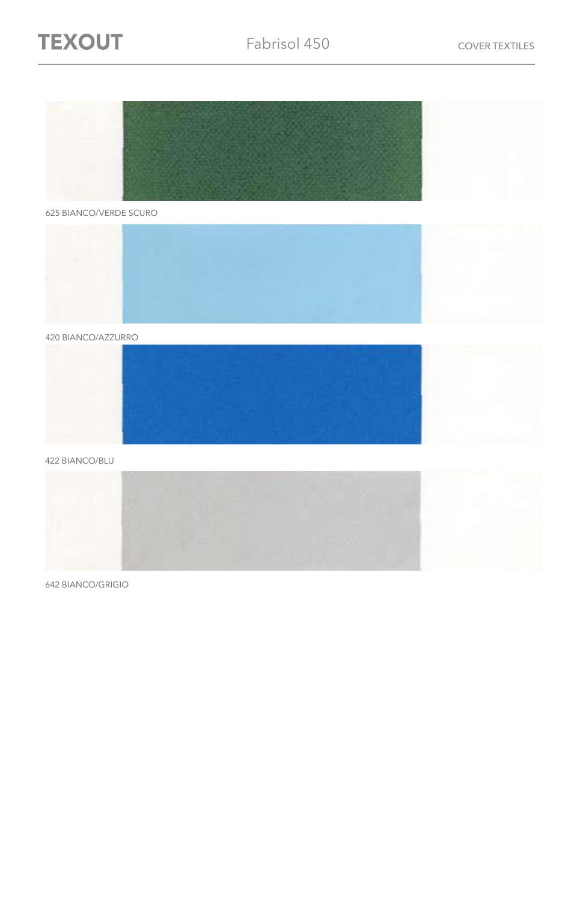625 BIANCO/VERDE SCURO

420 BIANCO/AZZURRO

422 BIANCO/BLU

642 BIANCO/GRIGIO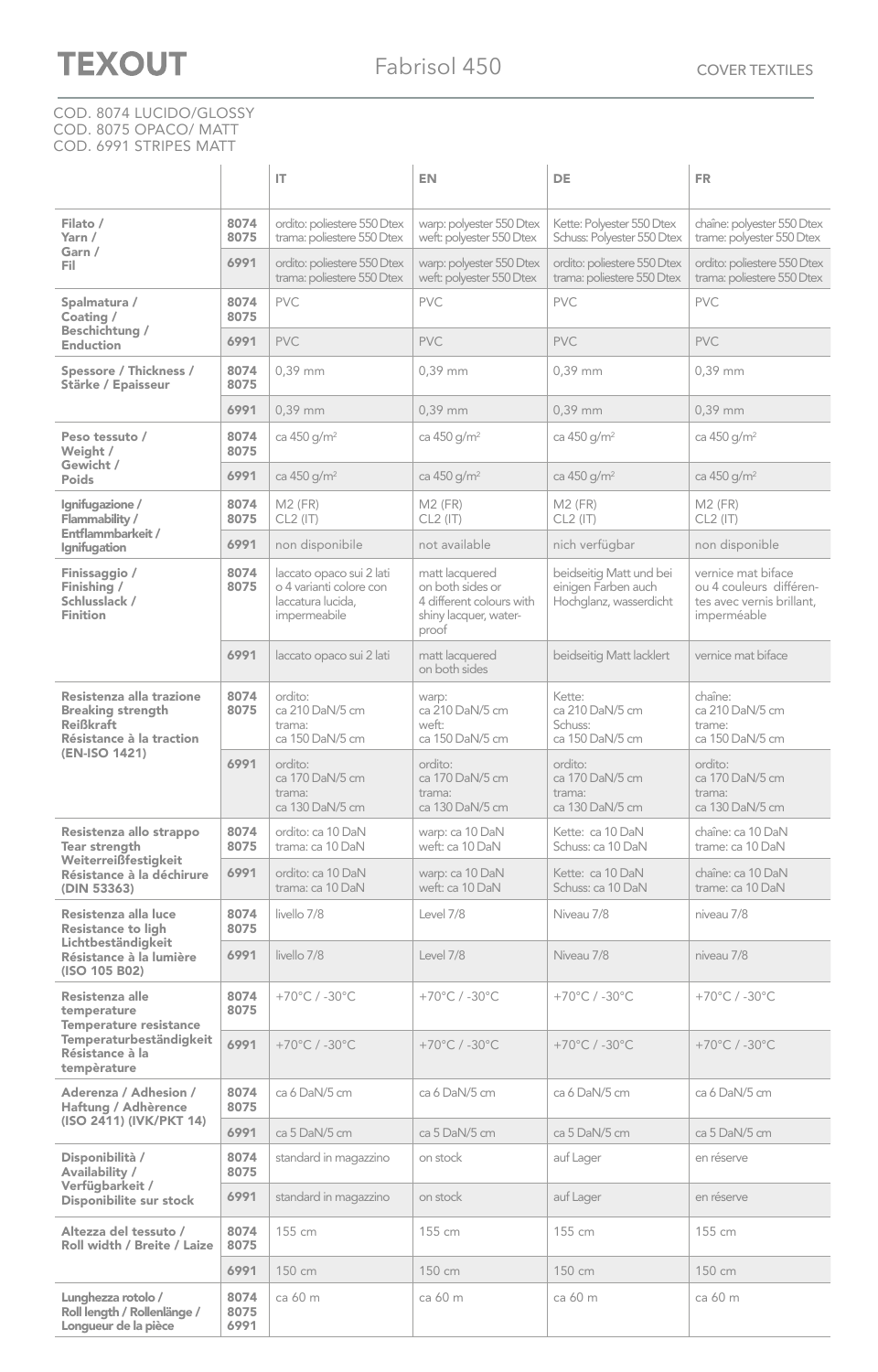# TEXOUT

## Fabrisol 450

COVER TEXTILES

COD. 8074 LUCIDO/GLOSSY
COD. 8075 OPACO/ MATT
COD. 6991 STRIPES MATT

| | | IT | EN | DE | FR |
|---|---|---|---|---|---|
| **Filato / Yarn / Garn / Fil** | **8074 8075** | ordito: poliestere 550 Dtex trama: poliestere 550 Dtex | warp: polyester 550 Dtex weft: polyester 550 Dtex | Kette: Polyester 550 Dtex Schuss: Polyester 550 Dtex | chaîne: polyester 550 Dtex trame: polyester 550 Dtex |
| | **6991** | ordito: poliestere 550 Dtex trama: poliestere 550 Dtex | warp: polyester 550 Dtex weft: polyester 550 Dtex | ordito: poliestere 550 Dtex trama: poliestere 550 Dtex | ordito: poliestere 550 Dtex trama: poliestere 550 Dtex |
| **Spalmatura / Coating / Beschichtung / Enduction** | **8074 8075** | PVC | PVC | PVC | PVC |
| | **6991** | PVC | PVC | PVC | PVC |
| **Spessore / Thickness / Stärke / Epaisseur** | **8074 8075** | 0,39 mm | 0,39 mm | 0,39 mm | 0,39 mm |
| | **6991** | 0,39 mm | 0,39 mm | 0,39 mm | 0,39 mm |
| **Peso tessuto / Weight / Gewicht / Poids** | **8074 8075** | ca 450 g/m² | ca 450 g/m² | ca 450 g/m² | ca 450 g/m² |
| | **6991** | ca 450 g/m² | ca 450 g/m² | ca 450 g/m² | ca 450 g/m² |
| **Ignifugazione / Flammability / Entflammbarkeit / Ignifugation** | **8074 8075** | M2 (FR) CL2 (IT) | M2 (FR) CL2 (IT) | M2 (FR) CL2 (IT) | M2 (FR) CL2 (IT) |
| | **6991** | non disponibile | not available | nich verfügbar | non disponible |
| **Finissaggio / Finishing / Schlusslack / Finition** | **8074 8075** | laccato opaco sui 2 lati o 4 varianti colore con laccatura lucida, impermeabile | matt lacquered on both sides or 4 different colours with shiny lacquer, water-proof | beidseitig Matt und bei einigen Farben auch Hochglanz, wasserdicht | vernice mat biface ou 4 couleurs différentes avec vernis brillant, imperméable |
| | **6991** | laccato opaco sui 2 lati | matt lacquered on both sides | beidseitig Matt lacklert | vernice mat biface |
| **Resistenza alla trazione Breaking strength Reißkraft Résistance à la traction (EN-ISO 1421)** | **8074 8075** | ordito: ca 210 DaN/5 cm trama: ca 150 DaN/5 cm | warp: ca 210 DaN/5 cm weft: ca 150 DaN/5 cm | Kette: ca 210 DaN/5 cm Schuss: ca 150 DaN/5 cm | chaîne: ca 210 DaN/5 cm trame: ca 150 DaN/5 cm |
| | **6991** | ordito: ca 170 DaN/5 cm trama: ca 130 DaN/5 cm | ordito: ca 170 DaN/5 cm trama: ca 130 DaN/5 cm | ordito: ca 170 DaN/5 cm trama: ca 130 DaN/5 cm | ordito: ca 170 DaN/5 cm trama: ca 130 DaN/5 cm |
| **Resistenza allo strappo Tear strength Weiterreißfestigkeit Résistance à la déchirure (DIN 53363)** | **8074 8075** | ordito: ca 10 DaN trama: ca 10 DaN | warp: ca 10 DaN weft: ca 10 DaN | Kette: ca 10 DaN Schuss: ca 10 DaN | chaîne: ca 10 DaN trame: ca 10 DaN |
| | **6991** | ordito: ca 10 DaN trama: ca 10 DaN | warp: ca 10 DaN weft: ca 10 DaN | Kette: ca 10 DaN Schuss: ca 10 DaN | chaîne: ca 10 DaN trame: ca 10 DaN |
| **Resistenza alla luce Resistance to ligh Lichtbeständigkeit Résistance à la lumière (ISO 105 B02)** | **8074 8075** | livello 7/8 | Level 7/8 | Niveau 7/8 | niveau 7/8 |
| | **6991** | livello 7/8 | Level 7/8 | Niveau 7/8 | niveau 7/8 |
| **Resistenza alle temperature Temperature resistance Temperaturbeständigkeit Résistance à la tempèrature** | **8074 8075** | +70°C / -30°C | +70°C / -30°C | +70°C / -30°C | +70°C / -30°C |
| | **6991** | +70°C / -30°C | +70°C / -30°C | +70°C / -30°C | +70°C / -30°C |
| **Aderenza / Adhesion / Haftung / Adhèrence (ISO 2411) (IVK/PKT 14)** | **8074 8075** | ca 6 DaN/5 cm | ca 6 DaN/5 cm | ca 6 DaN/5 cm | ca 6 DaN/5 cm |
| | **6991** | ca 5 DaN/5 cm | ca 5 DaN/5 cm | ca 5 DaN/5 cm | ca 5 DaN/5 cm |
| **Disponibilità / Availability / Verfügbarkeit / Disponibilite sur stock** | **8074 8075** | standard in magazzino | on stock | auf Lager | en réserve |
| | **6991** | standard in magazzino | on stock | auf Lager | en réserve |
| **Altezza del tessuto / Roll width / Breite / Laize** | **8074 8075** | 155 cm | 155 cm | 155 cm | 155 cm |
| | **6991** | 150 cm | 150 cm | 150 cm | 150 cm |
| **Lunghezza rotolo / Roll length / Rollenlänge / Longueur de la pièce** | **8074 8075 6991** | ca 60 m | ca 60 m | ca 60 m | ca 60 m |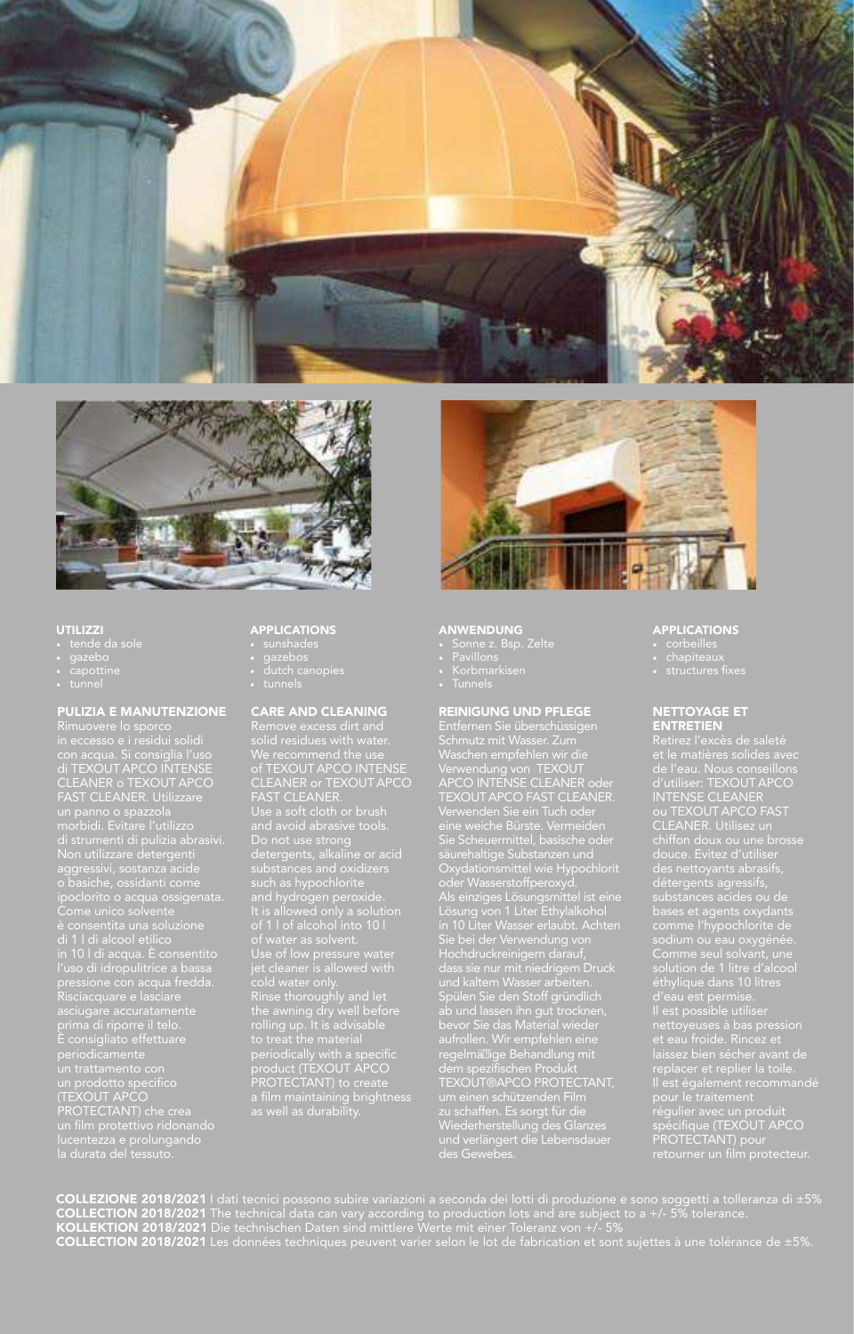## UTILIZZI

- tende da sole
- gazebo
- capottine
- tunnel

## PULIZIA E MANUTENZIONE

Rimuovere lo sporco in eccesso e i residui solidi con acqua. Si consiglia l'uso di TEXOUT APCO INTENSE CLEANER o TEXOUT APCO FAST CLEANER. Utilizzare un panno o spazzola morbidi. Evitare l'utilizzo di strumenti di pulizia abrasivi. Non utilizzare detergenti aggressivi, sostanza acide o basiche, ossidanti come ipoclorito o acqua ossigenata. Come unico solvente è consentita una soluzione di 1 l di alcool etilico in 10 l di acqua. È consentito l'uso di idropulitrice a bassa pressione con acqua fredda. Risciacquare e lasciare asciugare accuratamente prima di riporre il telo. È consigliato effettuare periodicamente un trattamento con un prodotto specifico (TEXOUT APCO PROTECTANT) che crea un film protettivo ridonando lucentezza e prolungando la durata del tessuto.

## APPLICATIONS

- sunshades
- gazebos
- dutch canopies
- tunnels

## CARE AND CLEANING

Remove excess dirt and solid residues with water. We recommend the use of TEXOUT APCO INTENSE CLEANER or TEXOUT APCO FAST CLEANER. Use a soft cloth or brush and avoid abrasive tools. Do not use strong detergents, alkaline or acid substances and oxidizers such as hypochlorite and hydrogen peroxide. It is allowed only a solution of 1 l of alcohol into 10 l of water as solvent. Use of low pressure water jet cleaner is allowed with cold water only. Rinse thoroughly and let the awning dry well before rolling up. It is advisable to treat the material periodically with a specific product (TEXOUT APCO PROTECTANT) to create a film maintaining brightness as well as durability.

## ANWENDUNG

- Sonne z. Bsp. Zelte
- Pavillons
- Korbmarkisen
- Tunnels

## REINIGUNG UND PFLEGE

Entfernen Sie überschüssigen Schmutz mit Wasser. Zum Waschen empfehlen wir die Verwendung von TEXOUT APCO INTENSE CLEANER oder TEXOUT APCO FAST CLEANER. Verwenden Sie ein Tuch oder eine weiche Bürste. Vermeiden Sie Scheuermittel, basische oder säurehaltige Substanzen und Oxydationsmittel wie Hypochlorit oder Wasserstoffperoxyd. Als einziges Lösungsmittel ist eine Lösung von 1 Liter Ethylalkohol in 10 Liter Wasser erlaubt. Achten Sie bei der Verwendung von Hochdruckreinigern darauf, dass sie nur mit niedrigem Druck und kaltem Wasser arbeiten. Spülen Sie den Stoff gründlich ab und lassen ihn gut trocknen, bevor Sie das Material wieder aufrollen. Wir empfehlen eine regelmäßige Behandlung mit dem spezifischen Produkt TEXOUT®APCO PROTECTANT, um einen schützenden Film zu schaffen. Es sorgt für die Wiederherstellung des Glanzes und verlängert die Lebensdauer des Gewebes.

## APPLICATIONS

- corbeilles
- chapiteaux
- structures fixes

## NETTOYAGE ET ENTRETIEN

Retirez l'excès de saleté et le matières solides avec de l'eau. Nous conseillons d'utiliser: TEXOUT APCO INTENSE CLEANER ou TEXOUT APCO FAST CLEANER. Utilisez un chiffon doux ou une brosse douce. Evitez d'utiliser des nettoyants abrasifs, détergents agressifs, substances acides ou de bases et agents oxydants comme l'hypochlorite de sodium ou eau oxygénée. Comme seul solvant, une solution de 1 litre d'alcool éthylique dans 10 litres d'eau est permise. Il est possible utiliser nettoyeuses à bas pression et eau froide. Rincez et laissez bien sécher avant de replacer et replier la toile. Il est également recommandé pour le traitement régulier avec un produit spécifique (TEXOUT APCO PROTECTANT) pour retourner un film protecteur.

**COLLEZIONE 2018/2021** I dati tecnici possono subire variazioni a seconda dei lotti di produzione e sono soggetti a tolleranza di ±5%
**COLLECTION 2018/2021** The technical data can vary according to production lots and are subject to a +/- 5% tolerance.
**KOLLEKTION 2018/2021** Die technischen Daten sind mittlere Werte mit einer Toleranz von +/- 5%
**COLLECTION 2018/2021** Les données techniques peuvent varier selon le lot de fabrication et sont sujettes à une tolérance de ±5%.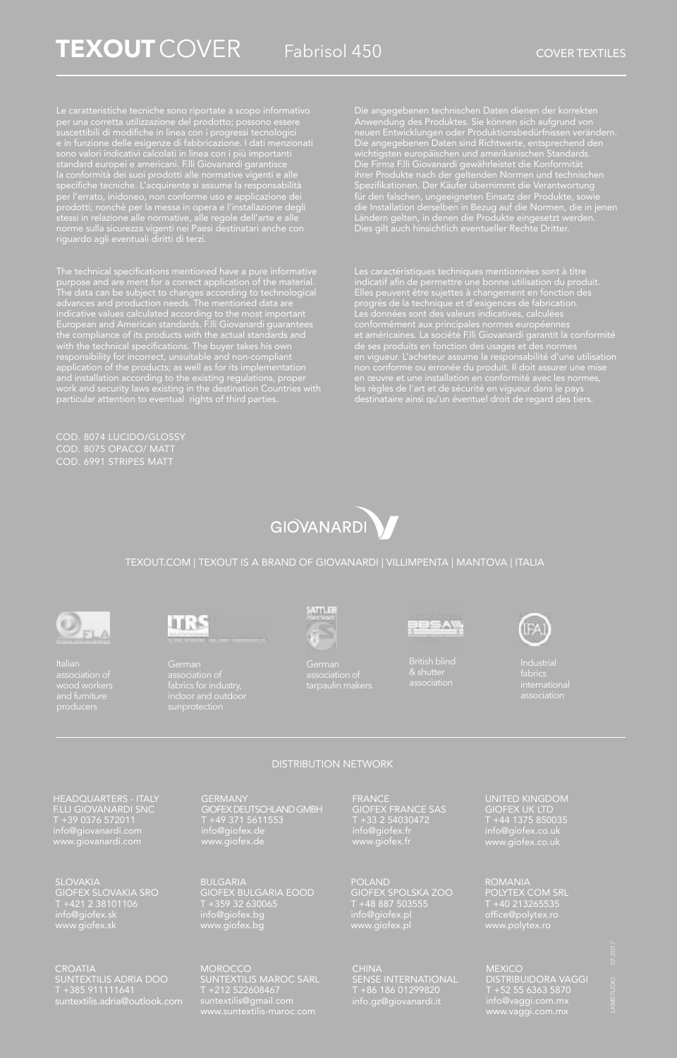# TEXOUT COVER Fabrisol 450

COVER TEXTILES

Le caratteristiche tecniche sono riportate a scopo informativo per una corretta utilizzazione del prodotto; possono essere suscettibili di modifiche in linea con i progressi tecnologici e in funzione delle esigenze di fabbricazione. I dati menzionati sono valori indicativi calcolati in linea con i più importanti standard europei e americani. F.lli Giovanardi garantisce la conformità dei suoi prodotti alle normative vigenti e alle specifiche tecniche. L'acquirente si assume la responsabilità per l'errato, inidoneo, non conforme uso e applicazione dei prodotti; nonchè per la messa in opera e l'installazione degli stessi in relazione alle normative, alle regole dell'arte e alle norme sulla sicurezza vigenti nei Paesi destinatari anche con riguardo agli eventuali diritti di terzi.

The technical specifications mentioned have a pure informative purpose and are ment for a correct application of the material. The data can be subject to changes according to technological advances and production needs. The mentioned data are indicative values calculated according to the most important European and American standards. F.lli Giovanardi guarantees the compliance of its products with the actual standards and with the technical specifications. The buyer takes his own responsibility for incorrect, unsuitable and non-compliant application of the products; as well as for its implementation and installation according to the existing regulations, proper work and security laws existing in the destination Countries with particular attention to eventual rights of third parties.

Die angegebenen technischen Daten dienen der korrekten Anwendung des Produktes. Sie können sich aufgrund von neuen Entwicklungen oder Produktionsbedürfnissen verändern. Die angegebenen Daten sind Richtwerte, entsprechend den wichtigsten europäischen und amerikanischen Standards. Die Firma F.lli Giovanardi gewährleistet die Konformität ihrer Produkte nach der geltenden Normen und technischen Spezifikationen. Der Käufer übernimmt die Verantwortung für den falschen, ungeeigneten Einsatz der Produkte, sowie die Installation derselben in Bezug auf die Normen, die in jenen Ländern gelten, in denen die Produkte eingesetzt werden. Dies gilt auch hinsichtlich eventueller Rechte Dritter.

Les caractéristiques techniques mentionnées sont à titre indicatif afin de permettre une bonne utilisation du produit. Elles peuvent être sujettes à changement en fonction des progrès de la technique et d'exigences de fabrication. Les données sont des valeurs indicatives, calculées conformément aux principales normes européennes et américaines. La société F.lli Giovanardi garantit la conformité de ses produits en fonction des usages et des normes en vigueur. L'acheteur assume la responsabilité d'une utilisation non conforme ou erronée du produit. Il doit assurer une mise en œuvre et une installation en conformité avec les normes, les règles de l'art et de sécurité en vigueur dans le pays destinataire ainsi qu'un éventuel droit de regard des tiers.

COD. 8074 LUCIDO/GLOSSY
COD. 8075 OPACO/ MATT
COD. 6991 STRIPES MATT

GIOVANARDI

TEXOUT.COM | TEXOUT IS A BRAND OF GIOVANARDI | VILLIMPENTA | MANTOVA | ITALIA

FLA — Italian association of wood workers and furniture producers

ITRS — German association of fabrics for industry, indoor and outdoor sunprotection

SATTLER — German association of tarpaulin makers

BBSA — British blind & shutter association

IFAI — Industrial fabrics international association

## DISTRIBUTION NETWORK

HEADQUARTERS - ITALY
F.LLI GIOVANARDI SNC
T +39 0376 572011
info@giovanardi.com
www.giovanardi.com

GERMANY
GIOFEX DEUTSCHLAND GMBH
T +49 371 5611553
info@giofex.de
www.giofex.de

FRANCE
GIOFEX FRANCE SAS
T +33 2 54030472
info@giofex.fr
www.giofex.fr

UNITED KINGDOM
GIOFEX UK LTD
T +44 1375 850035
info@giofex.co.uk
www.giofex.co.uk

SLOVAKIA
GIOFEX SLOVAKIA SRO
T +421 2 38101106
info@giofex.sk
www.giofex.sk

BULGARIA
GIOFEX BULGARIA EOOD
T +359 32 630065
info@giofex.bg
www.giofex.bg

POLAND
GIOFEX SPOLSKA ZOO
T +48 887 503555
info@giofex.pl
www.giofex.pl

ROMANIA
POLYTEX COM SRL
T +40 213265535
office@polytex.ro
www.polytex.ro

CROATIA
SUNTEXTILIS ADRIA DOO
T +385 911111641
suntextilis.adria@outlook.com

MOROCCO
SUNTEXTILIS MAROC SARL
T +212 522608467
suntextilis@gmail.com
www.suntextilis-maroc.com

CHINA
SENSE INTERNATIONAL
T +86 186 01299820
info.gz@giovanardi.it

MEXICO
DISTRIBUIDORA VAGGI
T +52 55 6363 5870
info@vaggi.com.mx
www.vaggi.com.mx

LKMSTUDIO 07.2017